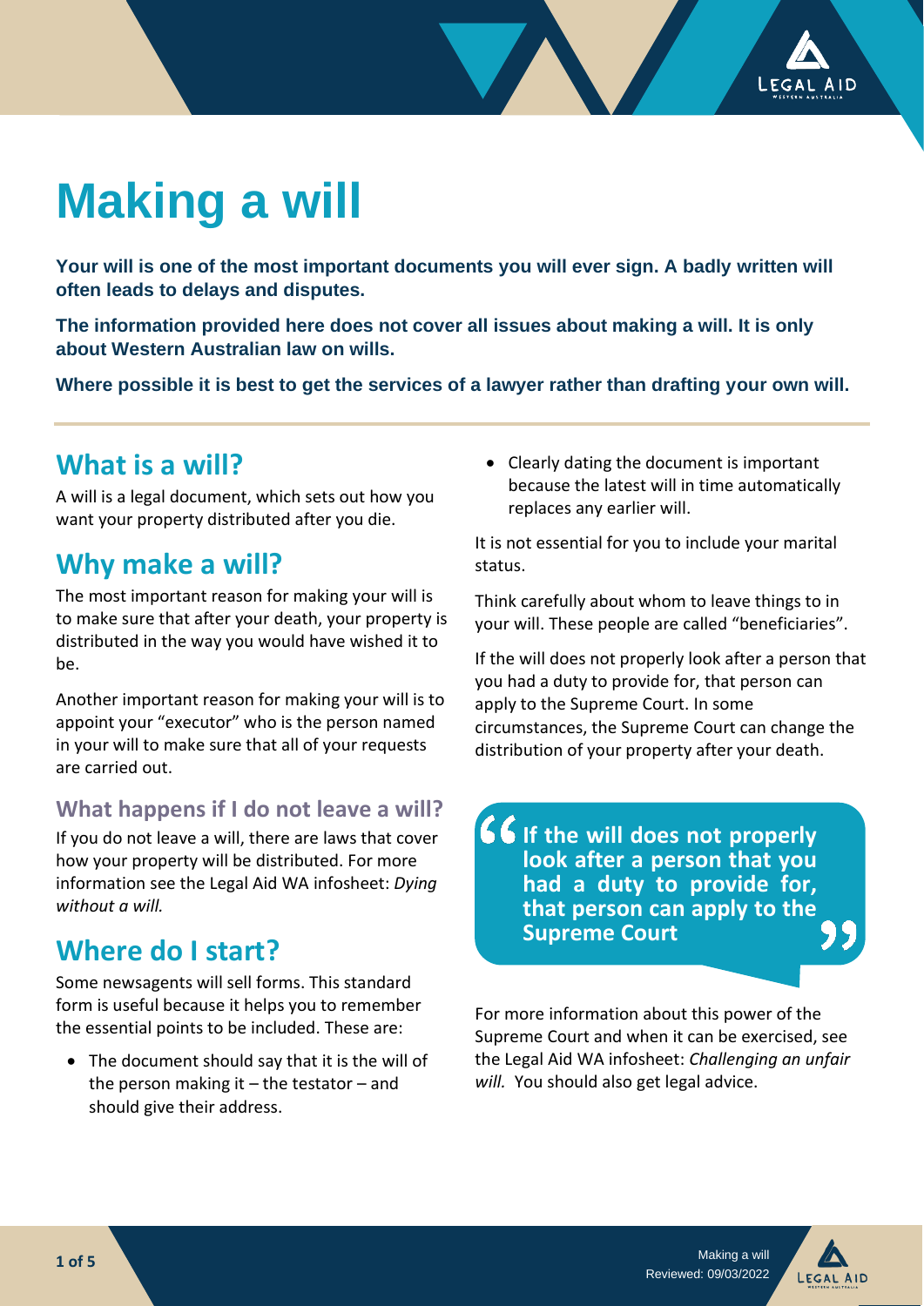# Making a will

**Your will is one of the most important documents you will ever sign. A badly written will often leads to delays and disputes.**

**The information provided here does not cover all issues about making a will. It is only about Western Australian law on wills.**

**Where possible it is best to get the services of a lawyer rather than drafting your own will.**

## What is a will?

A will is a legal document, which sets out how you want your property distributed after you die.

## Why make a will?

The most important reason for making your will is to make sure that after your death, your property is distributed in the way you would have wished it to be.

Another important reason for making your will is to appoint your "executor" who is the person named in your will to make sure that all of your requests are carried out.

### What happens if I do not leave a will?

If you do not leave a will, there are laws that cover how your property will be distributed. For more information see the Legal Aid WA infosheet: *Dying without a will.*

## Where do I start?

Some newsagents will sell forms. This standard form is useful because it helps you to remember the essential points to be included. These are:

- The document should say that it is the will of the person making it – the testator – and should give their address.
- Clearly dating the document is important because the latest will in time automatically replaces any earlier will.

It is not essential for you to include your marital status.

Think carefully about whom to leave things to in your will. These people are called "beneficiaries".

If the will does not properly look after a person that you had a duty to provide for, that person can apply to the Supreme Court. In some circumstances, the Supreme Court can change the distribution of your property after your death.

> **"If the will does not properly look after a person that you had a duty to provide for, that person can apply to the Supreme Court"**

For more information about this power of the Supreme Court and when it can be exercised, see the Legal Aid WA infosheet: *Challenging an unfair will.* You should also get legal advice.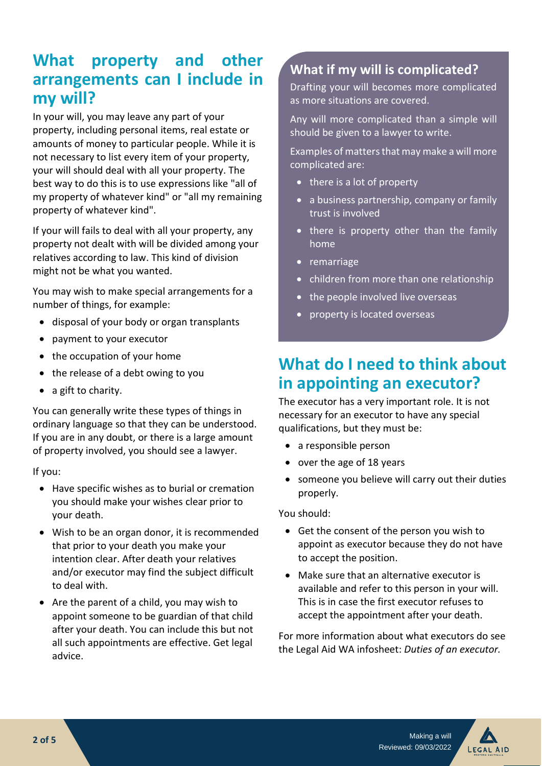## What property and other arrangements can I include in my will?

In your will, you may leave any part of your property, including personal items, real estate or amounts of money to particular people. While it is not necessary to list every item of your property, your will should deal with all your property. The best way to do this is to use expressions like "all of my property of whatever kind" or "all my remaining property of whatever kind".

If your will fails to deal with all your property, any property not dealt with will be divided among your relatives according to law. This kind of division might not be what you wanted.

You may wish to make special arrangements for a number of things, for example:

- disposal of your body or organ transplants
- payment to your executor
- the occupation of your home
- the release of a debt owing to you
- a gift to charity.

You can generally write these types of things in ordinary language so that they can be understood. If you are in any doubt, or there is a large amount of property involved, you should see a lawyer.

If you:

- Have specific wishes as to burial or cremation you should make your wishes clear prior to your death.
- Wish to be an organ donor, it is recommended that prior to your death you make your intention clear. After death your relatives and/or executor may find the subject difficult to deal with.
- Are the parent of a child, you may wish to appoint someone to be guardian of that child after your death. You can include this but not all such appointments are effective. Get legal advice.

### What if my will is complicated?

Drafting your will becomes more complicated as more situations are covered.

Any will more complicated than a simple will should be given to a lawyer to write.

Examples of matters that may make a will more complicated are:

- there is a lot of property
- a business partnership, company or family trust is involved
- there is property other than the family home
- remarriage
- children from more than one relationship
- the people involved live overseas
- property is located overseas

## What do I need to think about in appointing an executor?

The executor has a very important role. It is not necessary for an executor to have any special qualifications, but they must be:

- a responsible person
- over the age of 18 years
- someone you believe will carry out their duties properly.

You should:

- Get the consent of the person you wish to appoint as executor because they do not have to accept the position.
- Make sure that an alternative executor is available and refer to this person in your will. This is in case the first executor refuses to accept the appointment after your death.

For more information about what executors do see the Legal Aid WA infosheet: *Duties of an executor.*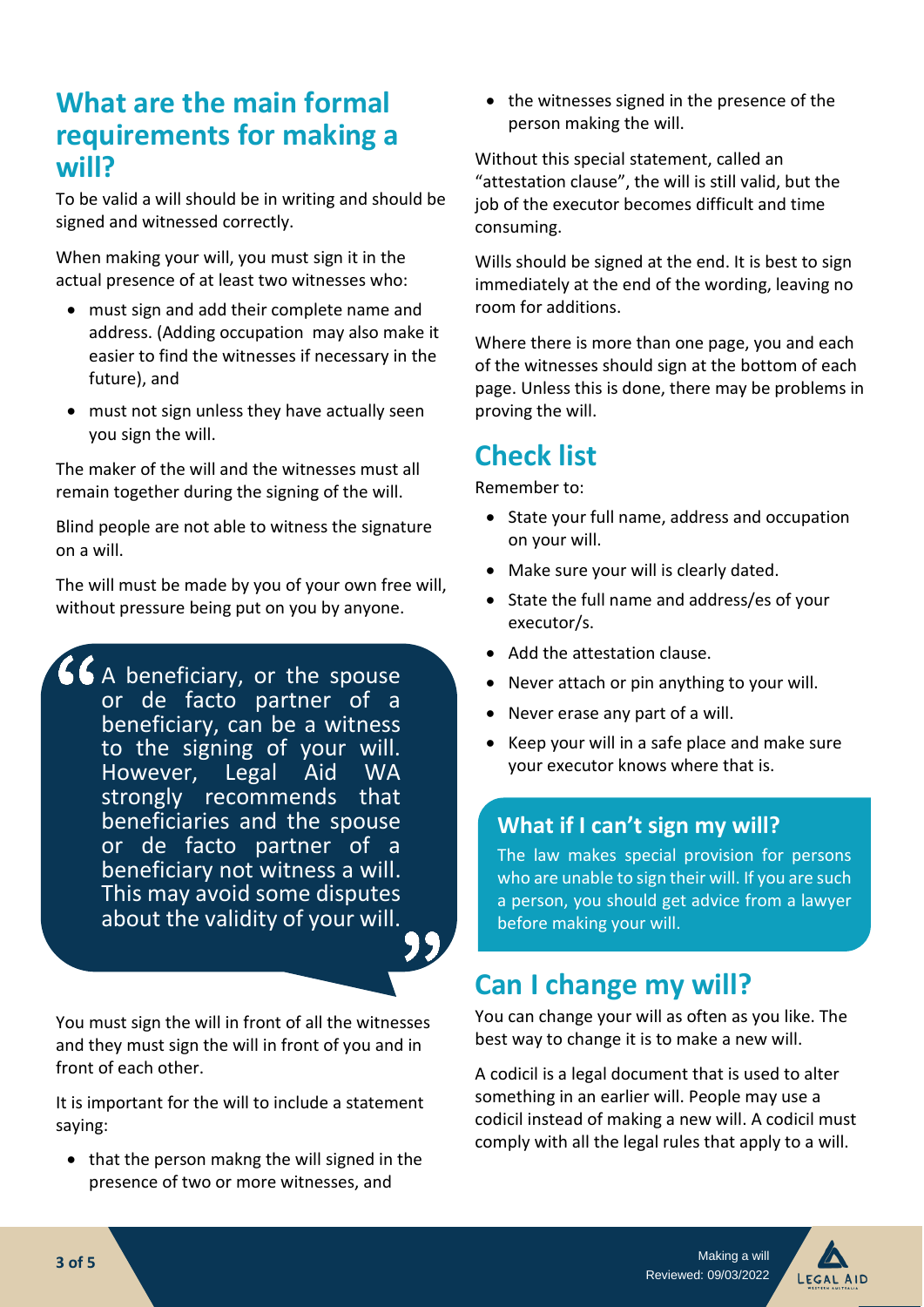## What are the main formal requirements for making a will?

To be valid a will should be in writing and should be signed and witnessed correctly.

When making your will, you must sign it in the actual presence of at least two witnesses who:

- must sign and add their complete name and address. (Adding occupation may also make it easier to find the witnesses if necessary in the future), and
- must not sign unless they have actually seen you sign the will.

The maker of the will and the witnesses must all remain together during the signing of the will.

Blind people are not able to witness the signature on a will.

The will must be made by you of your own free will, without pressure being put on you by anyone.

> A beneficiary, or the spouse or de facto partner of a beneficiary, can be a witness to the signing of your will. However, Legal Aid WA strongly recommends that beneficiaries and the spouse or de facto partner of a beneficiary not witness a will. This may avoid some disputes about the validity of your will.

You must sign the will in front of all the witnesses and they must sign the will in front of you and in front of each other.

It is important for the will to include a statement saying:

- that the person makng the will signed in the presence of two or more witnesses, and
- the witnesses signed in the presence of the person making the will.

Without this special statement, called an "attestation clause", the will is still valid, but the job of the executor becomes difficult and time consuming.

Wills should be signed at the end. It is best to sign immediately at the end of the wording, leaving no room for additions.

Where there is more than one page, you and each of the witnesses should sign at the bottom of each page. Unless this is done, there may be problems in proving the will.

## Check list

Remember to:

- State your full name, address and occupation on your will.
- Make sure your will is clearly dated.
- State the full name and address/es of your executor/s.
- Add the attestation clause.
- Never attach or pin anything to your will.
- Never erase any part of a will.
- Keep your will in a safe place and make sure your executor knows where that is.

### What if I can't sign my will?

The law makes special provision for persons who are unable to sign their will. If you are such a person, you should get advice from a lawyer before making your will.

## Can I change my will?

You can change your will as often as you like. The best way to change it is to make a new will.

A codicil is a legal document that is used to alter something in an earlier will. People may use a codicil instead of making a new will. A codicil must comply with all the legal rules that apply to a will.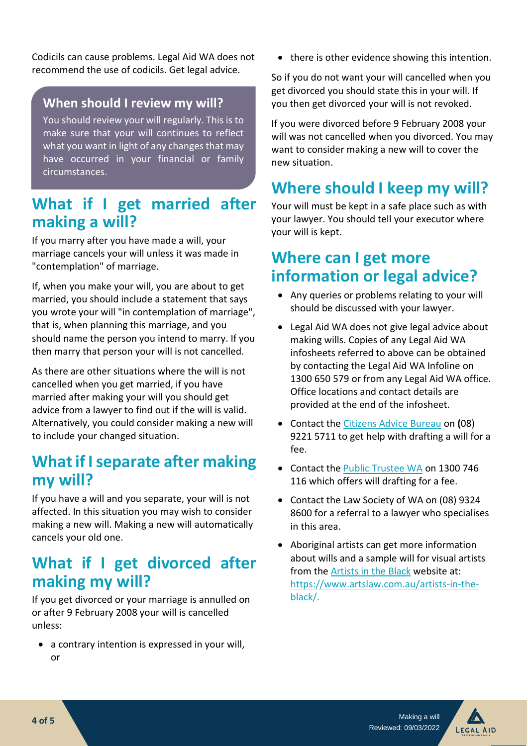Codicils can cause problems. Legal Aid WA does not recommend the use of codicils. Get legal advice.

### When should I review my will?

You should review your will regularly. This is to make sure that your will continues to reflect what you want in light of any changes that may have occurred in your financial or family circumstances.

## What if I get married after making a will?

If you marry after you have made a will, your marriage cancels your will unless it was made in "contemplation" of marriage.

If, when you make your will, you are about to get married, you should include a statement that says you wrote your will "in contemplation of marriage", that is, when planning this marriage, and you should name the person you intend to marry. If you then marry that person your will is not cancelled.

As there are other situations where the will is not cancelled when you get married, if you have married after making your will you should get advice from a lawyer to find out if the will is valid. Alternatively, you could consider making a new will to include your changed situation.

## What if I separate after making my will?

If you have a will and you separate, your will is not affected. In this situation you may wish to consider making a new will. Making a new will automatically cancels your old one.

## What if I get divorced after making my will?

If you get divorced or your marriage is annulled on or after 9 February 2008 your will is cancelled unless:

- a contrary intention is expressed in your will, or
- there is other evidence showing this intention.

So if you do not want your will cancelled when you get divorced you should state this in your will. If you then get divorced your will is not revoked.

If you were divorced before 9 February 2008 your will was not cancelled when you divorced. You may want to consider making a new will to cover the new situation.

## Where should I keep my will?

Your will must be kept in a safe place such as with your lawyer. You should tell your executor where your will is kept.

## Where can I get more information or legal advice?

- Any queries or problems relating to your will should be discussed with your lawyer.
- Legal Aid WA does not give legal advice about making wills. Copies of any Legal Aid WA infosheets referred to above can be obtained by contacting the Legal Aid WA Infoline on 1300 650 579 or from any Legal Aid WA office. Office locations and contact details are provided at the end of the infosheet.
- Contact the Citizens Advice Bureau on (08) 9221 5711 to get help with drafting a will for a fee.
- Contact the Public Trustee WA on 1300 746 116 which offers will drafting for a fee.
- Contact the Law Society of WA on (08) 9324 8600 for a referral to a lawyer who specialises in this area.
- Aboriginal artists can get more information about wills and a sample will for visual artists from the Artists in the Black website at: https://www.artslaw.com.au/artists-in-the-black/.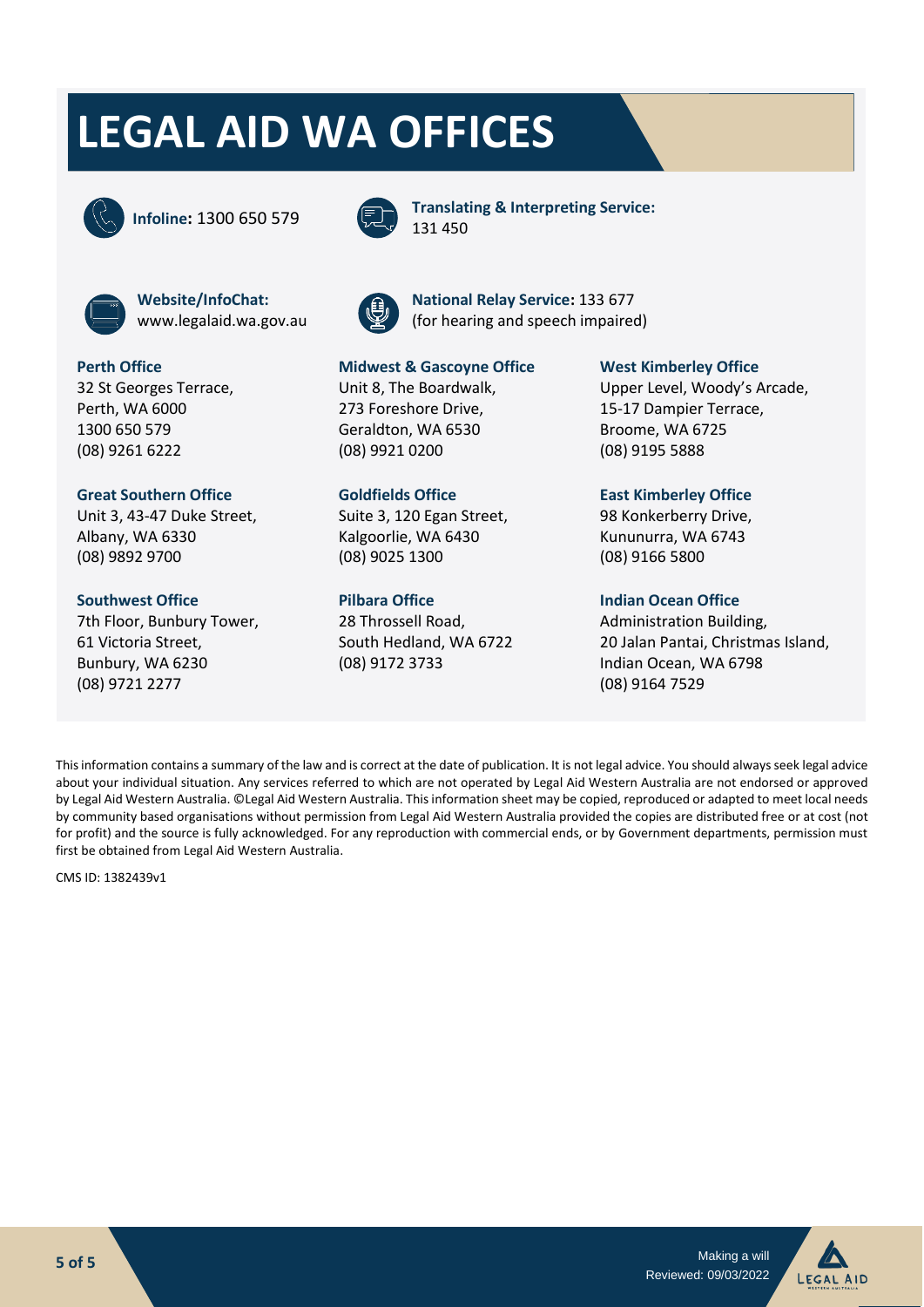# LEGAL AID WA OFFICES

**Infoline:** 1300 650 579

**Translating & Interpreting Service:** 131 450

**Website/InfoChat:** www.legalaid.wa.gov.au

**National Relay Service:** 133 677 (for hearing and speech impaired)

**Perth Office**
32 St Georges Terrace,
Perth, WA 6000
1300 650 579
(08) 9261 6222

**Great Southern Office**
Unit 3, 43-47 Duke Street,
Albany, WA 6330
(08) 9892 9700

**Southwest Office**
7th Floor, Bunbury Tower,
61 Victoria Street,
Bunbury, WA 6230
(08) 9721 2277

**Midwest & Gascoyne Office**
Unit 8, The Boardwalk,
273 Foreshore Drive,
Geraldton, WA 6530
(08) 9921 0200

**Goldfields Office**
Suite 3, 120 Egan Street,
Kalgoorlie, WA 6430
(08) 9025 1300

**Pilbara Office**
28 Throssell Road,
South Hedland, WA 6722
(08) 9172 3733

**West Kimberley Office**
Upper Level, Woody's Arcade,
15-17 Dampier Terrace,
Broome, WA 6725
(08) 9195 5888

**East Kimberley Office**
98 Konkerberry Drive,
Kununurra, WA 6743
(08) 9166 5800

**Indian Ocean Office**
Administration Building,
20 Jalan Pantai, Christmas Island,
Indian Ocean, WA 6798
(08) 9164 7529

This information contains a summary of the law and is correct at the date of publication. It is not legal advice. You should always seek legal advice about your individual situation. Any services referred to which are not operated by Legal Aid Western Australia are not endorsed or approved by Legal Aid Western Australia. ©Legal Aid Western Australia. This information sheet may be copied, reproduced or adapted to meet local needs by community based organisations without permission from Legal Aid Western Australia provided the copies are distributed free or at cost (not for profit) and the source is fully acknowledged. For any reproduction with commercial ends, or by Government departments, permission must first be obtained from Legal Aid Western Australia.

CMS ID: 1382439v1